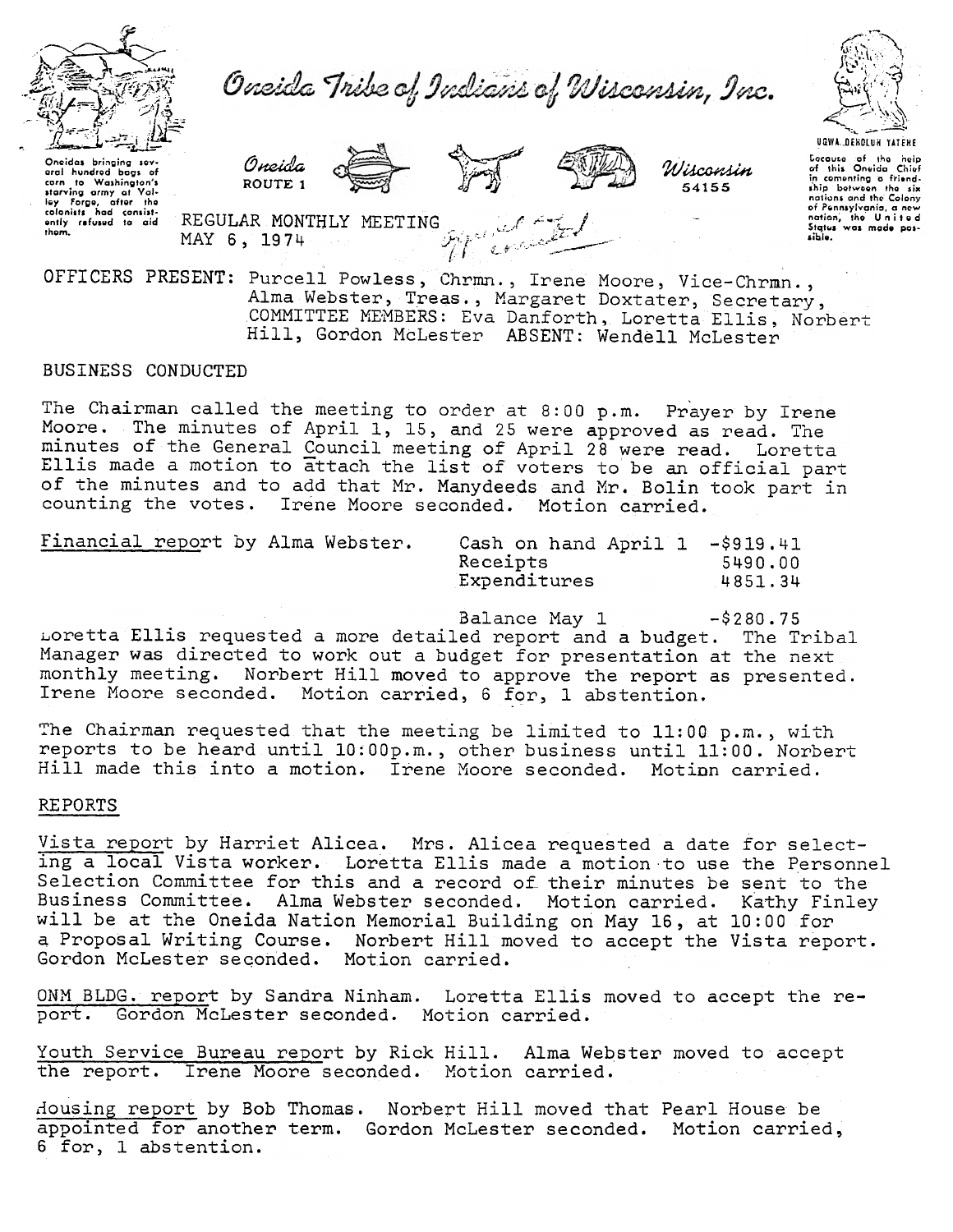# Oneida Tribe of Indians of Wisconsin, Inc.

Oneidas bringing several hundred bags of corn to Washington's starving army at Valley Forge, after the colonists had consistently refused to aid them.

Oneida ROUTE 1 Wisconsin 54155

UGWA DEHOLUH YATEHE

Because of the help of this Oneida Chief in cementing a friendship between the six nations and the Colony of Pennsylvania, a new nation, the United States was made possible.

REGULAR MONTHLY MEETING
MAY 6, 1974

OFFICERS PRESENT: Purcell Powless, Chrmn., Irene Moore, Vice-Chrmn., Alma Webster, Treas., Margaret Doxtater, Secretary, COMMITTEE MEMBERS: Eva Danforth, Loretta Ellis, Norbert Hill, Gordon McLester ABSENT: Wendell McLester

BUSINESS CONDUCTED

The Chairman called the meeting to order at 8:00 p.m. Prayer by Irene Moore. The minutes of April 1, 15, and 25 were approved as read. The minutes of the General Council meeting of April 28 were read. Loretta Ellis made a motion to attach the list of voters to be an official part of the minutes and to add that Mr. Manydeeds and Mr. Bolin took part in counting the votes. Irene Moore seconded. Motion carried.

Financial report by Alma Webster.

| | |
|---|---|
| Cash on hand April 1 | -$919.41 |
| Receipts | 5490.00 |
| Expenditures | 4851.34 |
| Balance May 1 | -$280.75 |

Loretta Ellis requested a more detailed report and a budget. The Tribal Manager was directed to work out a budget for presentation at the next monthly meeting. Norbert Hill moved to approve the report as presented. Irene Moore seconded. Motion carried, 6 for, 1 abstention.

The Chairman requested that the meeting be limited to 11:00 p.m., with reports to be heard until 10:00p.m., other business until 11:00. Norbert Hill made this into a motion. Irene Moore seconded. Motion carried.

REPORTS

Vista report by Harriet Alicea. Mrs. Alicea requested a date for selecting a local Vista worker. Loretta Ellis made a motion to use the Personnel Selection Committee for this and a record of their minutes be sent to the Business Committee. Alma Webster seconded. Motion carried. Kathy Finley will be at the Oneida Nation Memorial Building on May 16, at 10:00 for a Proposal Writing Course. Norbert Hill moved to accept the Vista report. Gordon McLester seconded. Motion carried.

ONM BLDG. report by Sandra Ninham. Loretta Ellis moved to accept the report. Gordon McLester seconded. Motion carried.

Youth Service Bureau report by Rick Hill. Alma Webster moved to accept the report. Irene Moore seconded. Motion carried.

Housing report by Bob Thomas. Norbert Hill moved that Pearl House be appointed for another term. Gordon McLester seconded. Motion carried, 6 for, 1 abstention.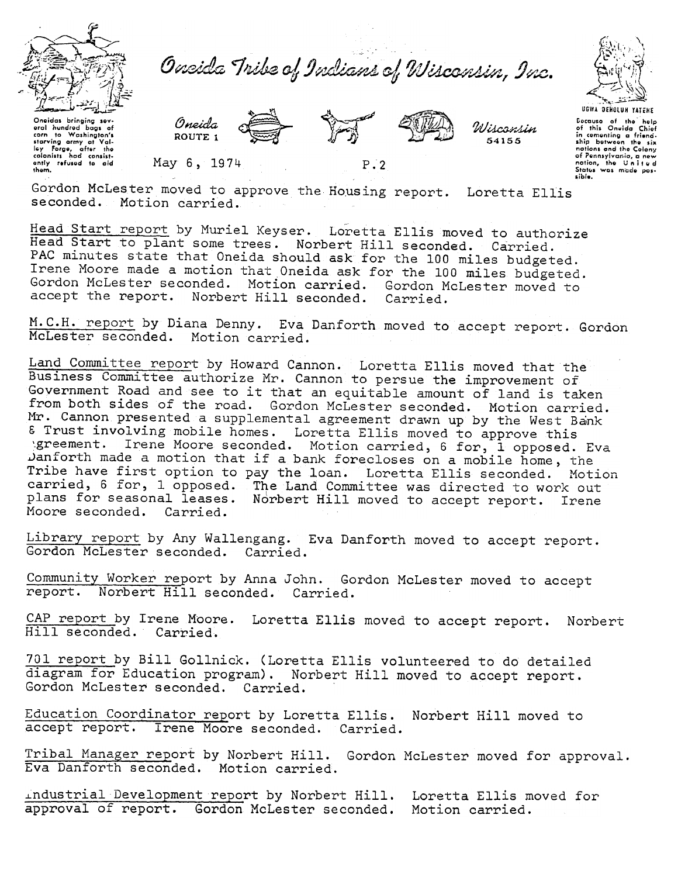Gordon McLester moved to approve the Housing report. Loretta Ellis seconded. Motion carried.

Head Start report by Muriel Keyser. Loretta Ellis moved to authorize Head Start to plant some trees. Norbert Hill seconded. Carried. PAC minutes state that Oneida should ask for the 100 miles budgeted. Irene Moore made a motion that Oneida ask for the 100 miles budgeted. Gordon McLester seconded. Motion carried. Gordon McLester moved to accept the report. Norbert Hill seconded. Carried.

M.C.H. report by Diana Denny. Eva Danforth moved to accept report. Gordon McLester seconded. Motion carried.

Land Committee report by Howard Cannon. Loretta Ellis moved that the Business Committee authorize Mr. Cannon to persue the improvement of Government Road and see to it that an equitable amount of land is taken from both sides of the road. Gordon McLester seconded. Motion carried. Mr. Cannon presented a supplemental agreement drawn up by the West Bank & Trust involving mobile homes. Loretta Ellis moved to approve this agreement. Irene Moore seconded. Motion carried, 6 for, 1 opposed. Eva Danforth made a motion that if a bank forecloses on a mobile home, the Tribe have first option to pay the loan. Loretta Ellis seconded. Motion carried, 6 for, 1 opposed. The Land Committee was directed to work out plans for seasonal leases. Norbert Hill moved to accept report. Irene Moore seconded. Carried.

Library report by Any Wallengang. Eva Danforth moved to accept report. Gordon McLester seconded. Carried.

Community Worker report by Anna John. Gordon McLester moved to accept report. Norbert Hill seconded. Carried.

CAP report by Irene Moore. Loretta Ellis moved to accept report. Norbert Hill seconded. Carried.

701 report by Bill Gollnick. (Loretta Ellis volunteered to do detailed diagram for Education program). Norbert Hill moved to accept report. Gordon McLester seconded. Carried.

Education Coordinator report by Loretta Ellis. Norbert Hill moved to accept report. Irene Moore seconded. Carried.

Tribal Manager report by Norbert Hill. Gordon McLester moved for approval. Eva Danforth seconded. Motion carried.

Industrial Development report by Norbert Hill. Loretta Ellis moved for approval of report. Gordon McLester seconded. Motion carried.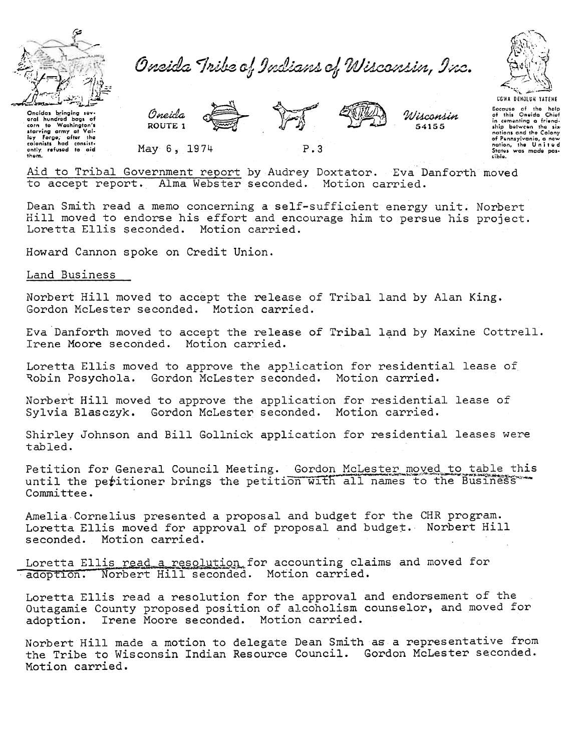Aid to Tribal Government report by Audrey Doxtator. Eva Danforth moved to accept report. Alma Webster seconded. Motion carried.

Dean Smith read a memo concerning a self-sufficient energy unit. Norbert Hill moved to endorse his effort and encourage him to persue his project. Loretta Ellis seconded. Motion carried.

Howard Cannon spoke on Credit Union.

## Land Business

Norbert Hill moved to accept the release of Tribal land by Alan King. Gordon McLester seconded. Motion carried.

Eva Danforth moved to accept the release of Tribal land by Maxine Cottrell. Irene Moore seconded. Motion carried.

Loretta Ellis moved to approve the application for residential lease of Robin Posychola. Gordon McLester seconded. Motion carried.

Norbert Hill moved to approve the application for residential lease of Sylvia Blasczyk. Gordon McLester seconded. Motion carried.

Shirley Johnson and Bill Gollnick application for residential leases were tabled.

Petition for General Council Meeting. Gordon McLester moved to table this until the petitioner brings the petition with all names to the Business Committee.

Amelia Cornelius presented a proposal and budget for the CHR program. Loretta Ellis moved for approval of proposal and budget. Norbert Hill seconded. Motion carried.

Loretta Ellis read a resolution for accounting claims and moved for adoption. Norbert Hill seconded. Motion carried.

Loretta Ellis read a resolution for the approval and endorsement of the Outagamie County proposed position of alcoholism counselor, and moved for adoption. Irene Moore seconded. Motion carried.

Norbert Hill made a motion to delegate Dean Smith as a representative from the Tribe to Wisconsin Indian Resource Council. Gordon McLester seconded. Motion carried.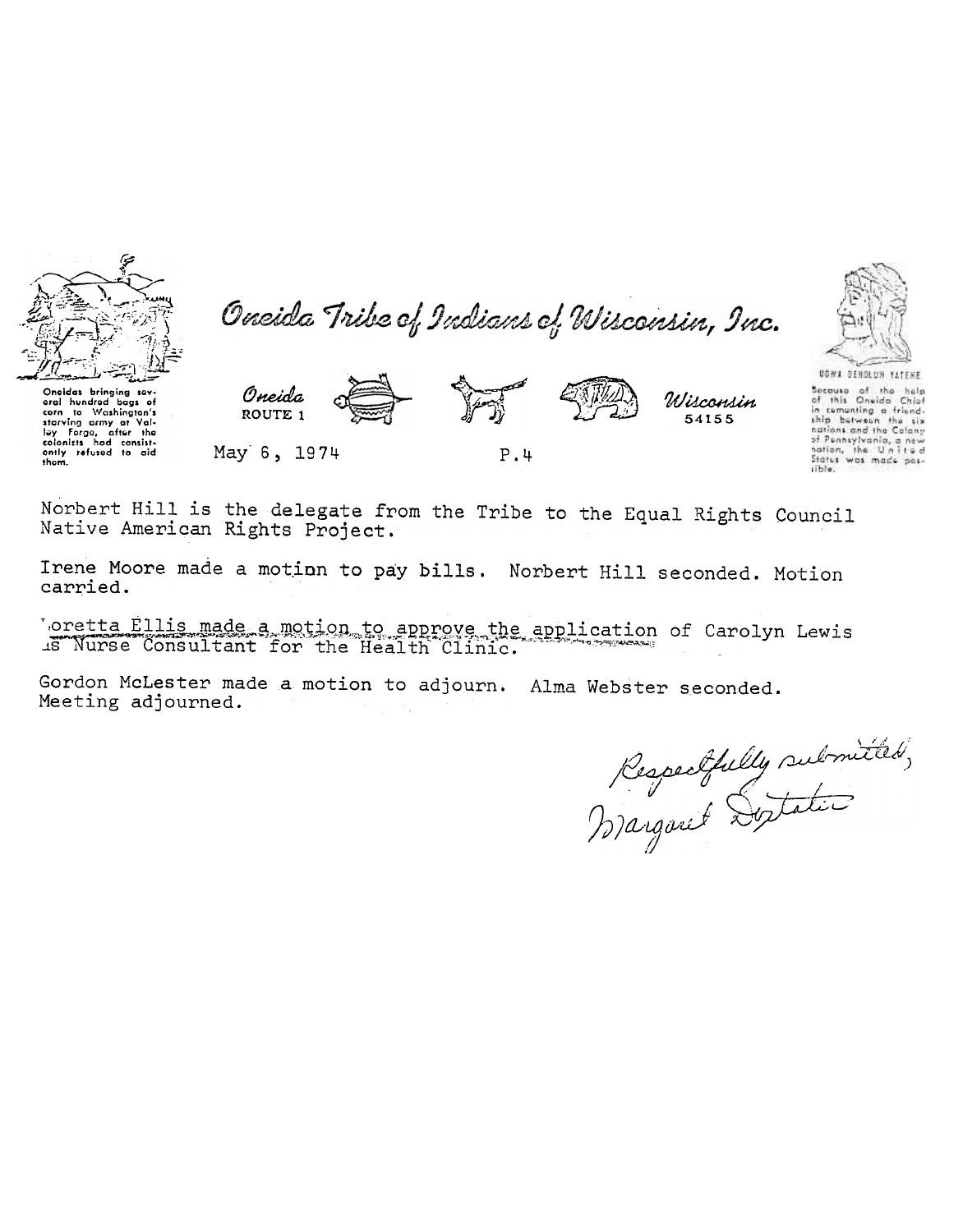Norbert Hill is the delegate from the Tribe to the Equal Rights Council Native American Rights Project.

Irene Moore made a motion to pay bills. Norbert Hill seconded. Motion carried.

Loretta Ellis made a motion to approve the application of Carolyn Lewis as Nurse Consultant for the Health Clinic.

Gordon McLester made a motion to adjourn. Alma Webster seconded. Meeting adjourned.

Respectfully submitted,
Margaret Doxtator